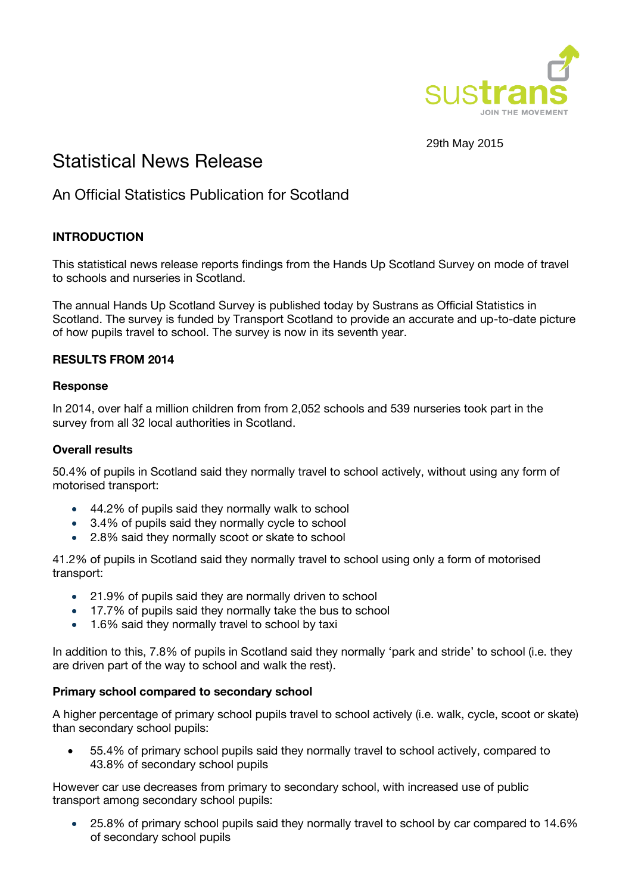29th May 2015

# Statistical News Release

## An Official Statistics Publication for Scotland

**INTRODUCTION**

This statistical news release reports findings from the Hands Up Scotland Survey on mode of travel to schools and nurseries in Scotland.

The annual Hands Up Scotland Survey is published today by Sustrans as Official Statistics in Scotland. The survey is funded by Transport Scotland to provide an accurate and up-to-date picture of how pupils travel to school. The survey is now in its seventh year.

**RESULTS FROM 2014**

**Response**

In 2014, over half a million children from from 2,052 schools and 539 nurseries took part in the survey from all 32 local authorities in Scotland.

**Overall results**

50.4% of pupils in Scotland said they normally travel to school actively, without using any form of motorised transport:

- 44.2% of pupils said they normally walk to school
- 3.4% of pupils said they normally cycle to school
- 2.8% said they normally scoot or skate to school

41.2% of pupils in Scotland said they normally travel to school using only a form of motorised transport:

- 21.9% of pupils said they are normally driven to school
- 17.7% of pupils said they normally take the bus to school
- 1.6% said they normally travel to school by taxi

In addition to this, 7.8% of pupils in Scotland said they normally 'park and stride' to school (i.e. they are driven part of the way to school and walk the rest).

**Primary school compared to secondary school**

A higher percentage of primary school pupils travel to school actively (i.e. walk, cycle, scoot or skate) than secondary school pupils:

- 55.4% of primary school pupils said they normally travel to school actively, compared to 43.8% of secondary school pupils

However car use decreases from primary to secondary school, with increased use of public transport among secondary school pupils:

- 25.8% of primary school pupils said they normally travel to school by car compared to 14.6% of secondary school pupils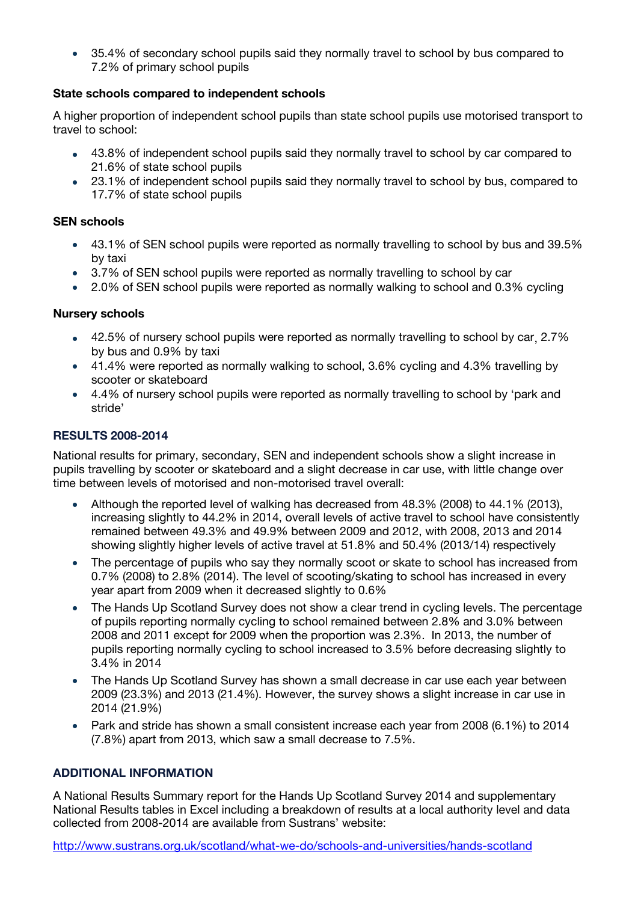- 35.4% of secondary school pupils said they normally travel to school by bus compared to 7.2% of primary school pupils

**State schools compared to independent schools**

A higher proportion of independent school pupils than state school pupils use motorised transport to travel to school:

- 43.8% of independent school pupils said they normally travel to school by car compared to 21.6% of state school pupils
- 23.1% of independent school pupils said they normally travel to school by bus, compared to 17.7% of state school pupils

**SEN schools**

- 43.1% of SEN school pupils were reported as normally travelling to school by bus and 39.5% by taxi
- 3.7% of SEN school pupils were reported as normally travelling to school by car
- 2.0% of SEN school pupils were reported as normally walking to school and 0.3% cycling

**Nursery schools**

- 42.5% of nursery school pupils were reported as normally travelling to school by car, 2.7% by bus and 0.9% by taxi
- 41.4% were reported as normally walking to school, 3.6% cycling and 4.3% travelling by scooter or skateboard
- 4.4% of nursery school pupils were reported as normally travelling to school by 'park and stride'

## RESULTS 2008-2014

National results for primary, secondary, SEN and independent schools show a slight increase in pupils travelling by scooter or skateboard and a slight decrease in car use, with little change over time between levels of motorised and non-motorised travel overall:

- Although the reported level of walking has decreased from 48.3% (2008) to 44.1% (2013), increasing slightly to 44.2% in 2014, overall levels of active travel to school have consistently remained between 49.3% and 49.9% between 2009 and 2012, with 2008, 2013 and 2014 showing slightly higher levels of active travel at 51.8% and 50.4% (2013/14) respectively
- The percentage of pupils who say they normally scoot or skate to school has increased from 0.7% (2008) to 2.8% (2014). The level of scooting/skating to school has increased in every year apart from 2009 when it decreased slightly to 0.6%
- The Hands Up Scotland Survey does not show a clear trend in cycling levels. The percentage of pupils reporting normally cycling to school remained between 2.8% and 3.0% between 2008 and 2011 except for 2009 when the proportion was 2.3%. In 2013, the number of pupils reporting normally cycling to school increased to 3.5% before decreasing slightly to 3.4% in 2014
- The Hands Up Scotland Survey has shown a small decrease in car use each year between 2009 (23.3%) and 2013 (21.4%). However, the survey shows a slight increase in car use in 2014 (21.9%)
- Park and stride has shown a small consistent increase each year from 2008 (6.1%) to 2014 (7.8%) apart from 2013, which saw a small decrease to 7.5%.

## ADDITIONAL INFORMATION

A National Results Summary report for the Hands Up Scotland Survey 2014 and supplementary National Results tables in Excel including a breakdown of results at a local authority level and data collected from 2008-2014 are available from Sustrans' website:

http://www.sustrans.org.uk/scotland/what-we-do/schools-and-universities/hands-scotland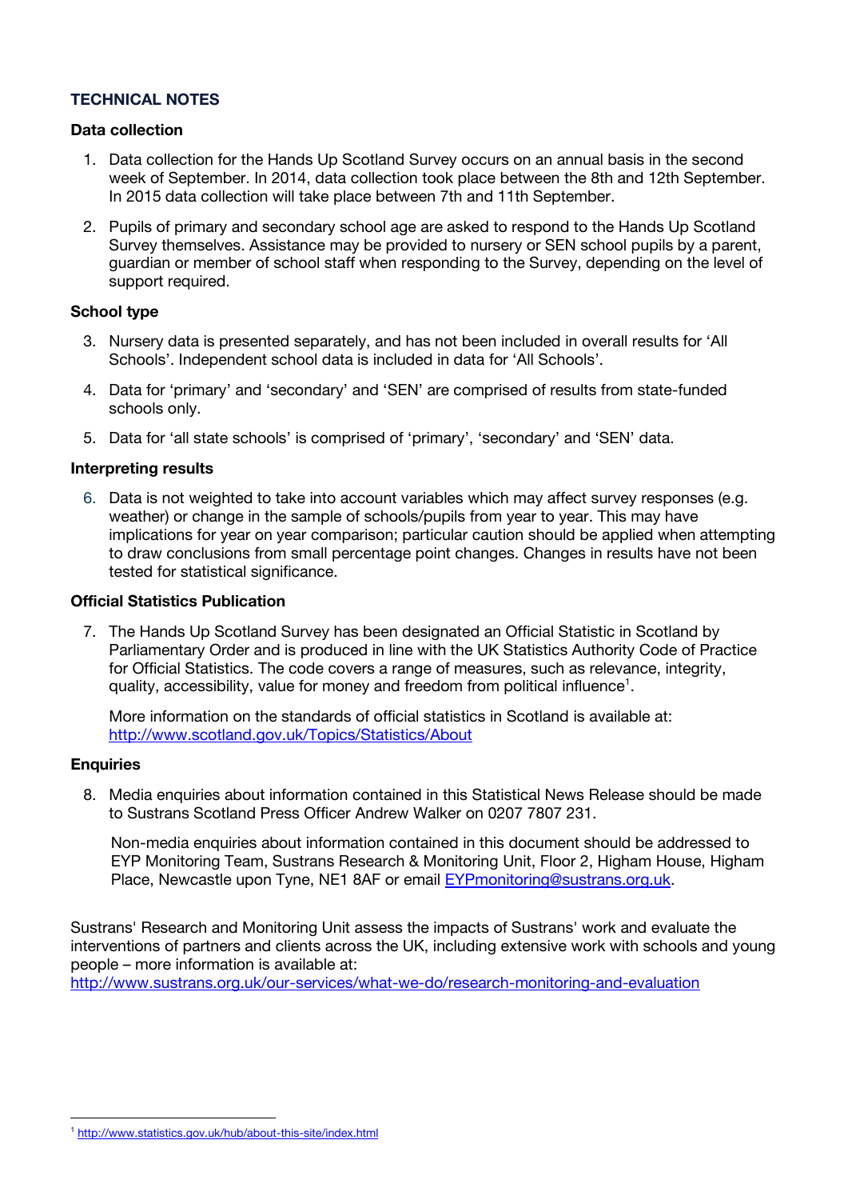## TECHNICAL NOTES

### Data collection

1. Data collection for the Hands Up Scotland Survey occurs on an annual basis in the second week of September. In 2014, data collection took place between the 8th and 12th September. In 2015 data collection will take place between 7th and 11th September.
2. Pupils of primary and secondary school age are asked to respond to the Hands Up Scotland Survey themselves. Assistance may be provided to nursery or SEN school pupils by a parent, guardian or member of school staff when responding to the Survey, depending on the level of support required.

### School type

3. Nursery data is presented separately, and has not been included in overall results for 'All Schools'. Independent school data is included in data for 'All Schools'.
4. Data for 'primary' and 'secondary' and 'SEN' are comprised of results from state-funded schools only.
5. Data for 'all state schools' is comprised of 'primary', 'secondary' and 'SEN' data.

### Interpreting results

6. Data is not weighted to take into account variables which may affect survey responses (e.g. weather) or change in the sample of schools/pupils from year to year. This may have implications for year on year comparison; particular caution should be applied when attempting to draw conclusions from small percentage point changes. Changes in results have not been tested for statistical significance.

### Official Statistics Publication

7. The Hands Up Scotland Survey has been designated an Official Statistic in Scotland by Parliamentary Order and is produced in line with the UK Statistics Authority Code of Practice for Official Statistics. The code covers a range of measures, such as relevance, integrity, quality, accessibility, value for money and freedom from political influence[1].

   More information on the standards of official statistics in Scotland is available at: http://www.scotland.gov.uk/Topics/Statistics/About

### Enquiries

8. Media enquiries about information contained in this Statistical News Release should be made to Sustrans Scotland Press Officer Andrew Walker on 0207 7807 231.

   Non-media enquiries about information contained in this document should be addressed to EYP Monitoring Team, Sustrans Research & Monitoring Unit, Floor 2, Higham House, Higham Place, Newcastle upon Tyne, NE1 8AF or email EYPmonitoring@sustrans.org.uk.

Sustrans' Research and Monitoring Unit assess the impacts of Sustrans' work and evaluate the interventions of partners and clients across the UK, including extensive work with schools and young people – more information is available at:
http://www.sustrans.org.uk/our-services/what-we-do/research-monitoring-and-evaluation

[1] http://www.statistics.gov.uk/hub/about-this-site/index.html